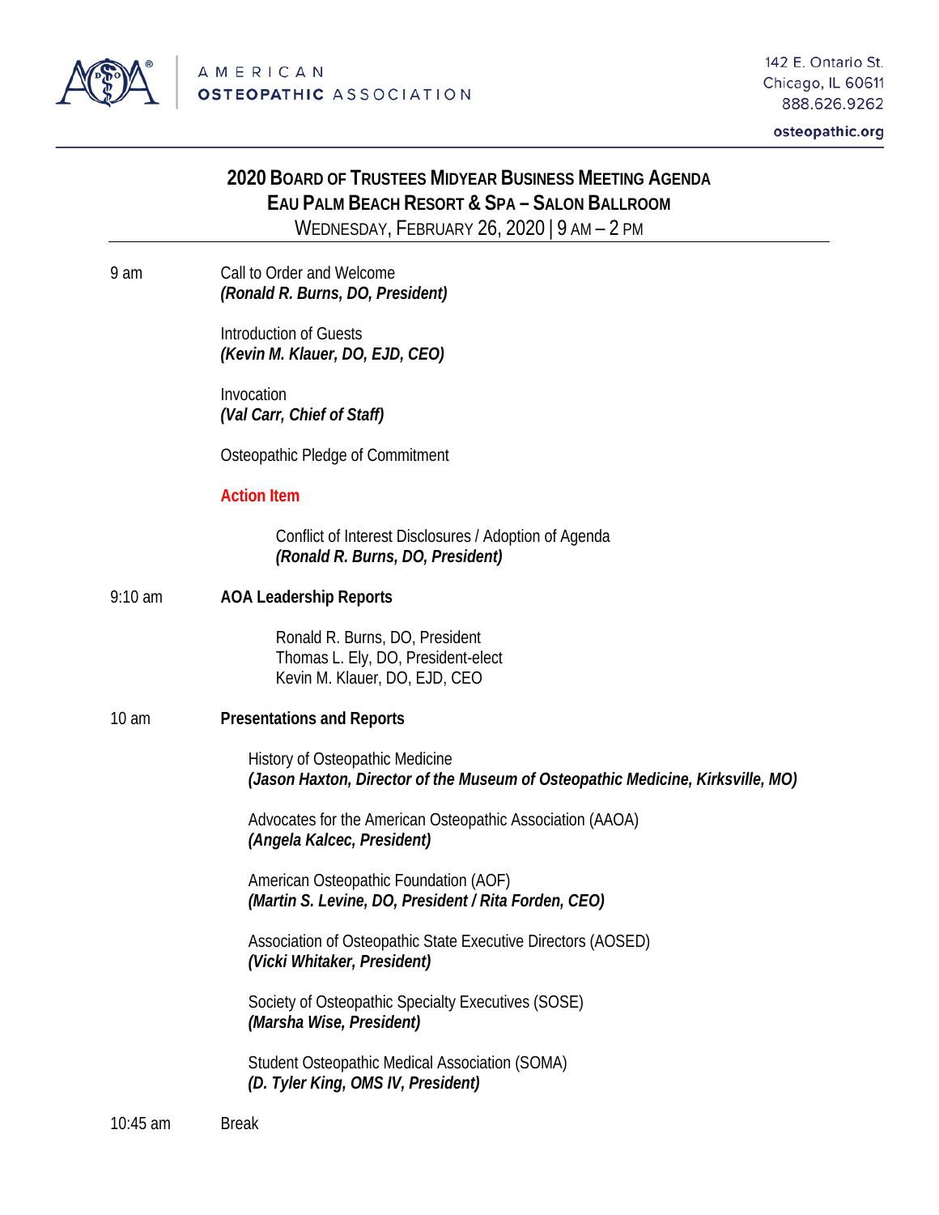AMERICAN OSTEOPATHIC ASSOCIATION

142 E. Ontario St.
Chicago, IL 60611
888.626.9262

osteopathic.org

# 2020 Board of Trustees Midyear Business Meeting Agenda
## Eau Palm Beach Resort & Spa – Salon Ballroom
Wednesday, February 26, 2020 | 9 am – 2 pm

---

**9 am** Call to Order and Welcome
***(Ronald R. Burns, DO, President)***

Introduction of Guests
***(Kevin M. Klauer, DO, EJD, CEO)***

Invocation
***(Val Carr, Chief of Staff)***

Osteopathic Pledge of Commitment

**Action Item**

Conflict of Interest Disclosures / Adoption of Agenda
***(Ronald R. Burns, DO, President)***

**9:10 am** **AOA Leadership Reports**

Ronald R. Burns, DO, President
Thomas L. Ely, DO, President-elect
Kevin M. Klauer, DO, EJD, CEO

**10 am** **Presentations and Reports**

History of Osteopathic Medicine
***(Jason Haxton, Director of the Museum of Osteopathic Medicine, Kirksville, MO)***

Advocates for the American Osteopathic Association (AAOA)
***(Angela Kalcec, President)***

American Osteopathic Foundation (AOF)
***(Martin S. Levine, DO, President / Rita Forden, CEO)***

Association of Osteopathic State Executive Directors (AOSED)
***(Vicki Whitaker, President)***

Society of Osteopathic Specialty Executives (SOSE)
***(Marsha Wise, President)***

Student Osteopathic Medical Association (SOMA)
***(D. Tyler King, OMS IV, President)***

**10:45 am** Break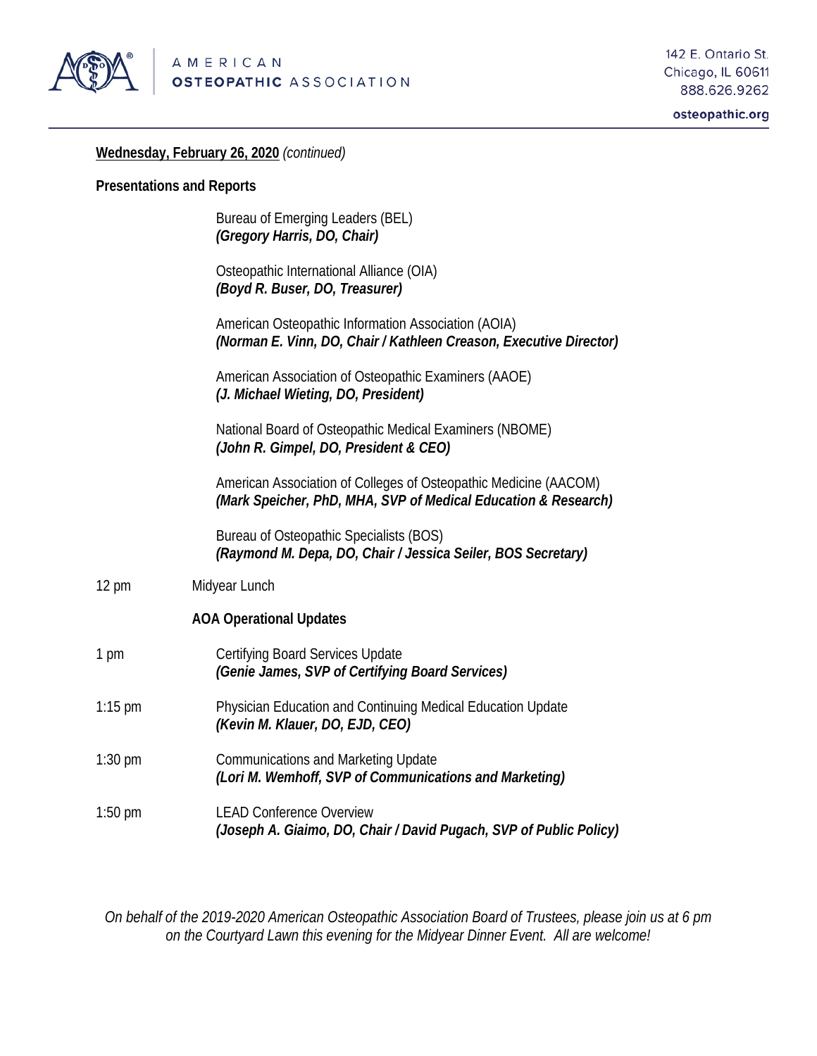**Wednesday, February 26, 2020** *(continued)*

**Presentations and Reports**

Bureau of Emerging Leaders (BEL)
***(Gregory Harris, DO, Chair)***

Osteopathic International Alliance (OIA)
***(Boyd R. Buser, DO, Treasurer)***

American Osteopathic Information Association (AOIA)
***(Norman E. Vinn, DO, Chair / Kathleen Creason, Executive Director)***

American Association of Osteopathic Examiners (AAOE)
***(J. Michael Wieting, DO, President)***

National Board of Osteopathic Medical Examiners (NBOME)
***(John R. Gimpel, DO, President & CEO)***

American Association of Colleges of Osteopathic Medicine (AACOM)
***(Mark Speicher, PhD, MHA, SVP of Medical Education & Research)***

Bureau of Osteopathic Specialists (BOS)
***(Raymond M. Depa, DO, Chair / Jessica Seiler, BOS Secretary)***

12 pm — Midyear Lunch

**AOA Operational Updates**

1 pm — Certifying Board Services Update
***(Genie James, SVP of Certifying Board Services)***

1:15 pm — Physician Education and Continuing Medical Education Update
***(Kevin M. Klauer, DO, EJD, CEO)***

1:30 pm — Communications and Marketing Update
***(Lori M. Wemhoff, SVP of Communications and Marketing)***

1:50 pm — LEAD Conference Overview
***(Joseph A. Giaimo, DO, Chair / David Pugach, SVP of Public Policy)***

*On behalf of the 2019-2020 American Osteopathic Association Board of Trustees, please join us at 6 pm on the Courtyard Lawn this evening for the Midyear Dinner Event. All are welcome!*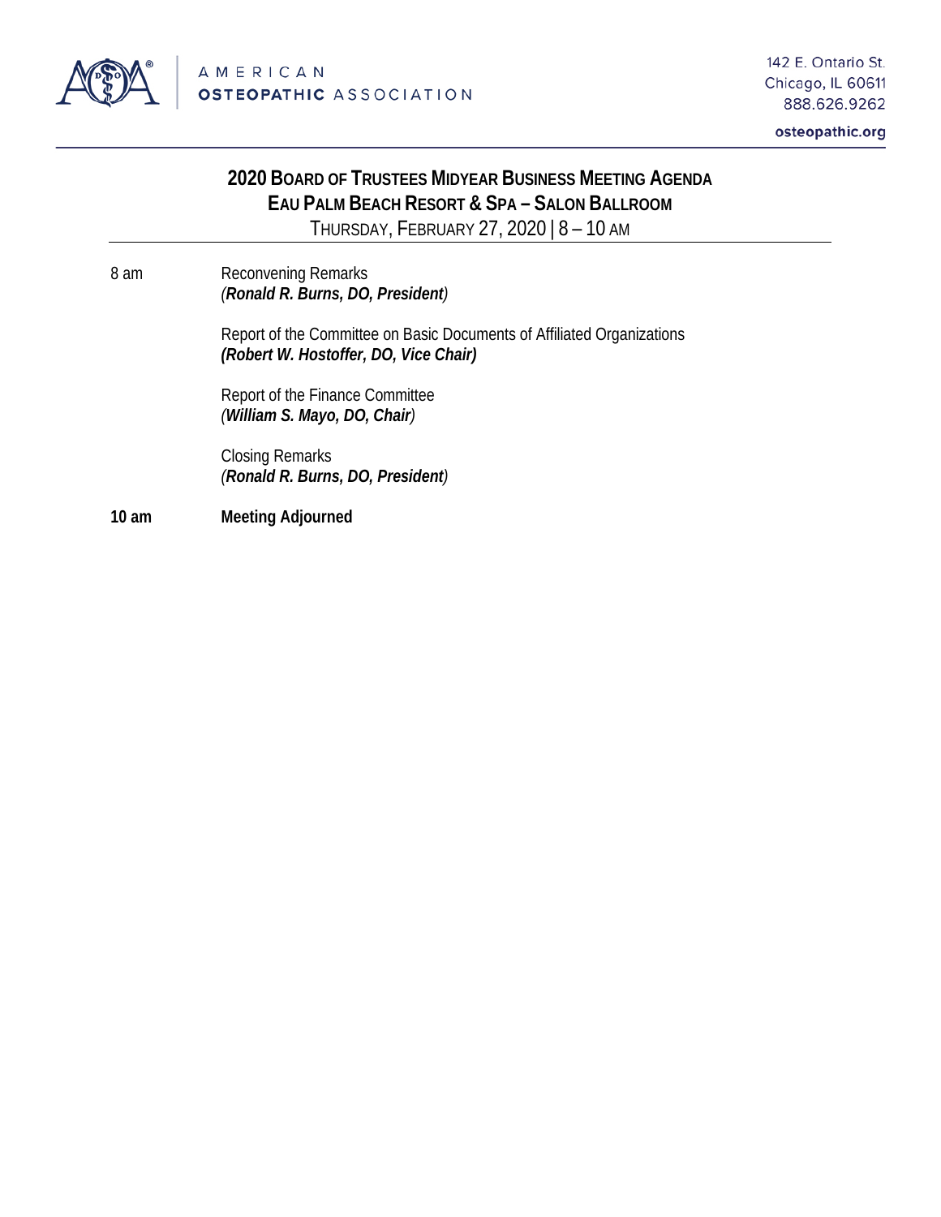AMERICAN
**OSTEOPATHIC** ASSOCIATION

142 E. Ontario St.
Chicago, IL 60611
888.626.9262

**osteopathic.org**

# 2020 BOARD OF TRUSTEES MIDYEAR BUSINESS MEETING AGENDA
## EAU PALM BEACH RESORT & SPA – SALON BALLROOM

THURSDAY, FEBRUARY 27, 2020 | 8 – 10 AM

8 am Reconvening Remarks
*(**Ronald R. Burns, DO, President**)*

Report of the Committee on Basic Documents of Affiliated Organizations
***(Robert W. Hostoffer, DO, Vice Chair)***

Report of the Finance Committee
*(**William S. Mayo, DO, Chair**)*

Closing Remarks
*(**Ronald R. Burns, DO, President**)*

**10 am Meeting Adjourned**